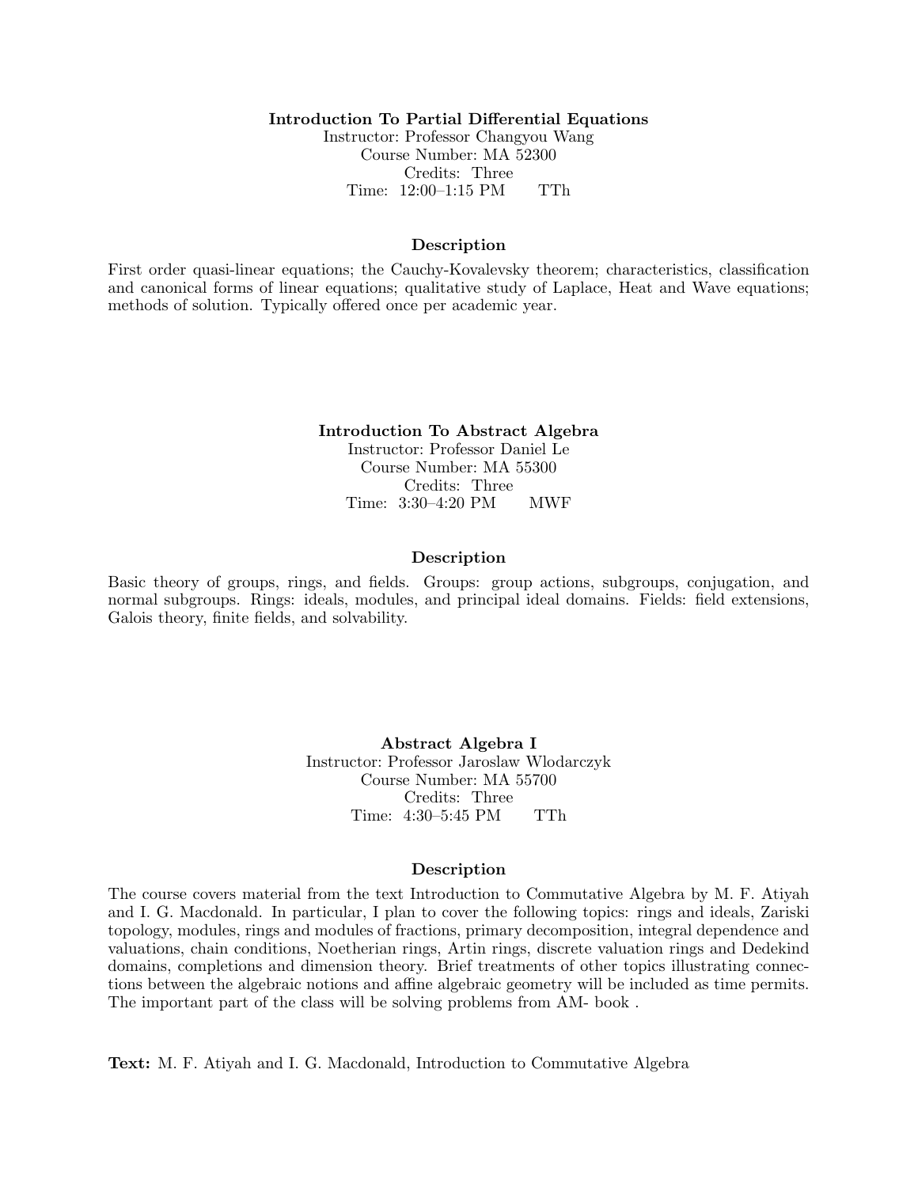## Introduction To Partial Differential Equations

Instructor: Professor Changyou Wang
Course Number: MA 52300
Credits: Three
Time: 12:00–1:15 PM TTh

### Description

First order quasi-linear equations; the Cauchy-Kovalevsky theorem; characteristics, classification and canonical forms of linear equations; qualitative study of Laplace, Heat and Wave equations; methods of solution. Typically offered once per academic year.

## Introduction To Abstract Algebra

Instructor: Professor Daniel Le
Course Number: MA 55300
Credits: Three
Time: 3:30–4:20 PM MWF

### Description

Basic theory of groups, rings, and fields. Groups: group actions, subgroups, conjugation, and normal subgroups. Rings: ideals, modules, and principal ideal domains. Fields: field extensions, Galois theory, finite fields, and solvability.

## Abstract Algebra I

Instructor: Professor Jaroslaw Wlodarczyk
Course Number: MA 55700
Credits: Three
Time: 4:30–5:45 PM TTh

### Description

The course covers material from the text Introduction to Commutative Algebra by M. F. Atiyah and I. G. Macdonald. In particular, I plan to cover the following topics: rings and ideals, Zariski topology, modules, rings and modules of fractions, primary decomposition, integral dependence and valuations, chain conditions, Noetherian rings, Artin rings, discrete valuation rings and Dedekind domains, completions and dimension theory. Brief treatments of other topics illustrating connections between the algebraic notions and affine algebraic geometry will be included as time permits. The important part of the class will be solving problems from AM- book .

**Text:** M. F. Atiyah and I. G. Macdonald, Introduction to Commutative Algebra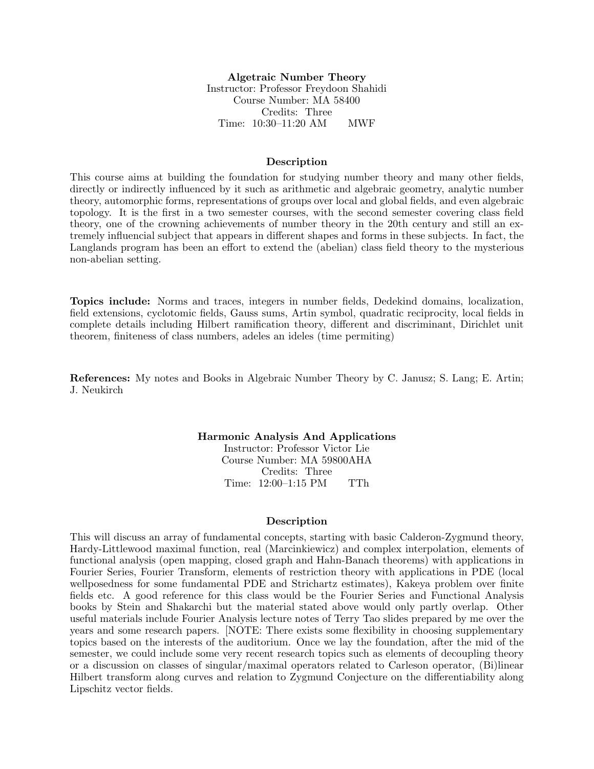### Algetraic Number Theory

Instructor: Professor Freydoon Shahidi
Course Number: MA 58400
Credits: Three
Time: 10:30–11:20 AM MWF

#### Description

This course aims at building the foundation for studying number theory and many other fields, directly or indirectly influenced by it such as arithmetic and algebraic geometry, analytic number theory, automorphic forms, representations of groups over local and global fields, and even algebraic topology. It is the first in a two semester courses, with the second semester covering class field theory, one of the crowning achievements of number theory in the 20th century and still an extremely influencial subject that appears in different shapes and forms in these subjects. In fact, the Langlands program has been an effort to extend the (abelian) class field theory to the mysterious non-abelian setting.

**Topics include:** Norms and traces, integers in number fields, Dedekind domains, localization, field extensions, cyclotomic fields, Gauss sums, Artin symbol, quadratic reciprocity, local fields in complete details including Hilbert ramification theory, different and discriminant, Dirichlet unit theorem, finiteness of class numbers, adeles an ideles (time permiting)

**References:** My notes and Books in Algebraic Number Theory by C. Janusz; S. Lang; E. Artin; J. Neukirch

### Harmonic Analysis And Applications

Instructor: Professor Victor Lie
Course Number: MA 59800AHA
Credits: Three
Time: 12:00–1:15 PM TTh

#### Description

This will discuss an array of fundamental concepts, starting with basic Calderon-Zygmund theory, Hardy-Littlewood maximal function, real (Marcinkiewicz) and complex interpolation, elements of functional analysis (open mapping, closed graph and Hahn-Banach theorems) with applications in Fourier Series, Fourier Transform, elements of restriction theory with applications in PDE (local wellposedness for some fundamental PDE and Strichartz estimates), Kakeya problem over finite fields etc. A good reference for this class would be the Fourier Series and Functional Analysis books by Stein and Shakarchi but the material stated above would only partly overlap. Other useful materials include Fourier Analysis lecture notes of Terry Tao slides prepared by me over the years and some research papers. [NOTE: There exists some flexibility in choosing supplementary topics based on the interests of the auditorium. Once we lay the foundation, after the mid of the semester, we could include some very recent research topics such as elements of decoupling theory or a discussion on classes of singular/maximal operators related to Carleson operator, (Bi)linear Hilbert transform along curves and relation to Zygmund Conjecture on the differentiability along Lipschitz vector fields.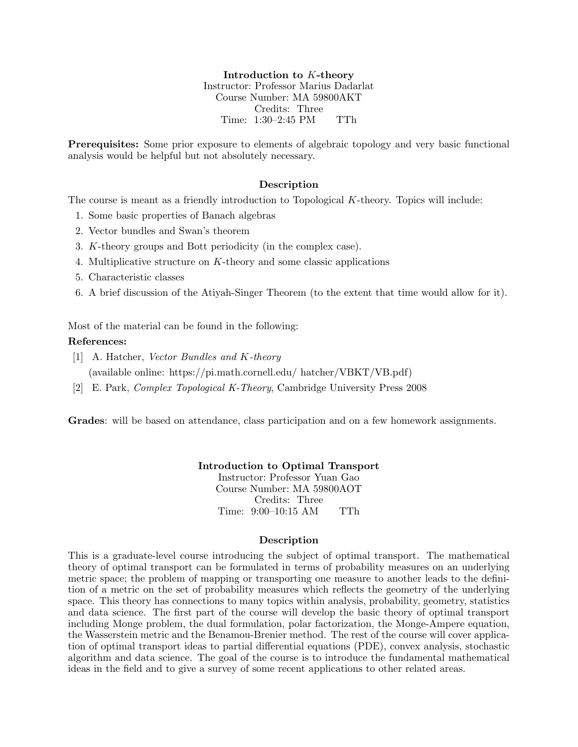**Introduction to $K$-theory**
Instructor: Professor Marius Dadarlat
Course Number: MA 59800AKT
Credits: Three
Time: 1:30–2:45 PM TTh

**Prerequisites:** Some prior exposure to elements of algebraic topology and very basic functional analysis would be helpful but not absolutely necessary.

### Description

The course is meant as a friendly introduction to Topological $K$-theory. Topics will include:

1. Some basic properties of Banach algebras
2. Vector bundles and Swan's theorem
3. $K$-theory groups and Bott periodicity (in the complex case).
4. Multiplicative structure on $K$-theory and some classic applications
5. Characteristic classes
6. A brief discussion of the Atiyah-Singer Theorem (to the extent that time would allow for it).

Most of the material can be found in the following:

**References:**

[1] A. Hatcher, *Vector Bundles and K-theory*
(available online: https://pi.math.cornell.edu/ hatcher/VBKT/VB.pdf)

[2] E. Park, *Complex Topological K-Theory*, Cambridge University Press 2008

**Grades**: will be based on attendance, class participation and on a few homework assignments.

**Introduction to Optimal Transport**
Instructor: Professor Yuan Gao
Course Number: MA 59800AOT
Credits: Three
Time: 9:00–10:15 AM TTh

### Description

This is a graduate-level course introducing the subject of optimal transport. The mathematical theory of optimal transport can be formulated in terms of probability measures on an underlying metric space; the problem of mapping or transporting one measure to another leads to the definition of a metric on the set of probability measures which reflects the geometry of the underlying space. This theory has connections to many topics within analysis, probability, geometry, statistics and data science. The first part of the course will develop the basic theory of optimal transport including Monge problem, the dual formulation, polar factorization, the Monge-Ampere equation, the Wasserstein metric and the Benamou-Brenier method. The rest of the course will cover application of optimal transport ideas to partial differential equations (PDE), convex analysis, stochastic algorithm and data science. The goal of the course is to introduce the fundamental mathematical ideas in the field and to give a survey of some recent applications to other related areas.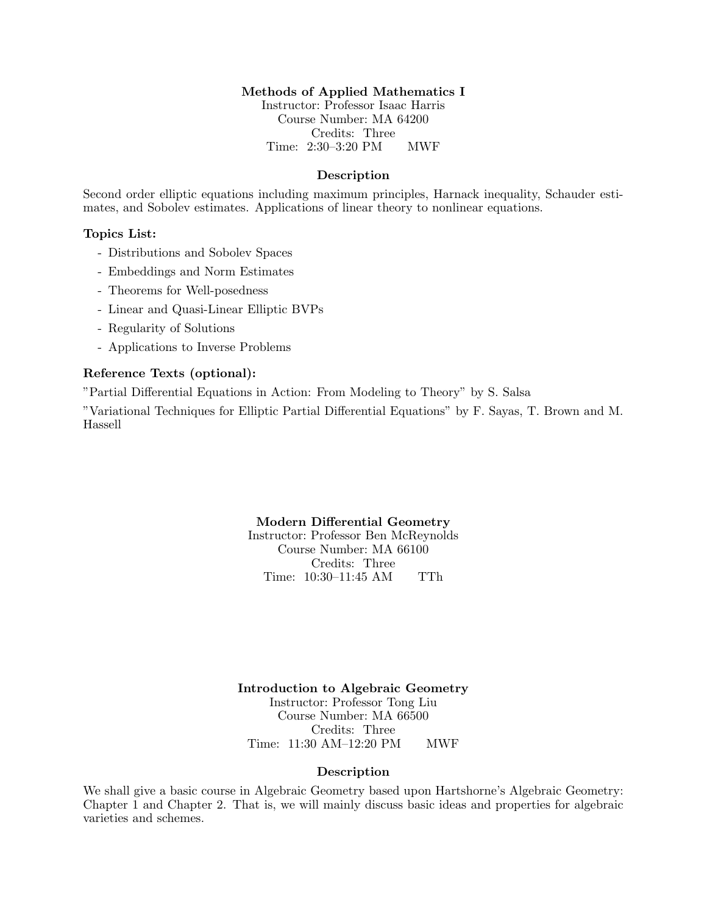**Methods of Applied Mathematics I**
Instructor: Professor Isaac Harris
Course Number: MA 64200
Credits: Three
Time: 2:30–3:20 PM MWF

**Description**

Second order elliptic equations including maximum principles, Harnack inequality, Schauder estimates, and Sobolev estimates. Applications of linear theory to nonlinear equations.

**Topics List:**

- Distributions and Sobolev Spaces
- Embeddings and Norm Estimates
- Theorems for Well-posedness
- Linear and Quasi-Linear Elliptic BVPs
- Regularity of Solutions
- Applications to Inverse Problems

**Reference Texts (optional):**

"Partial Differential Equations in Action: From Modeling to Theory" by S. Salsa

"Variational Techniques for Elliptic Partial Differential Equations" by F. Sayas, T. Brown and M. Hassell

**Modern Differential Geometry**
Instructor: Professor Ben McReynolds
Course Number: MA 66100
Credits: Three
Time: 10:30–11:45 AM TTh

**Introduction to Algebraic Geometry**
Instructor: Professor Tong Liu
Course Number: MA 66500
Credits: Three
Time: 11:30 AM–12:20 PM MWF

**Description**

We shall give a basic course in Algebraic Geometry based upon Hartshorne's Algebraic Geometry: Chapter 1 and Chapter 2. That is, we will mainly discuss basic ideas and properties for algebraic varieties and schemes.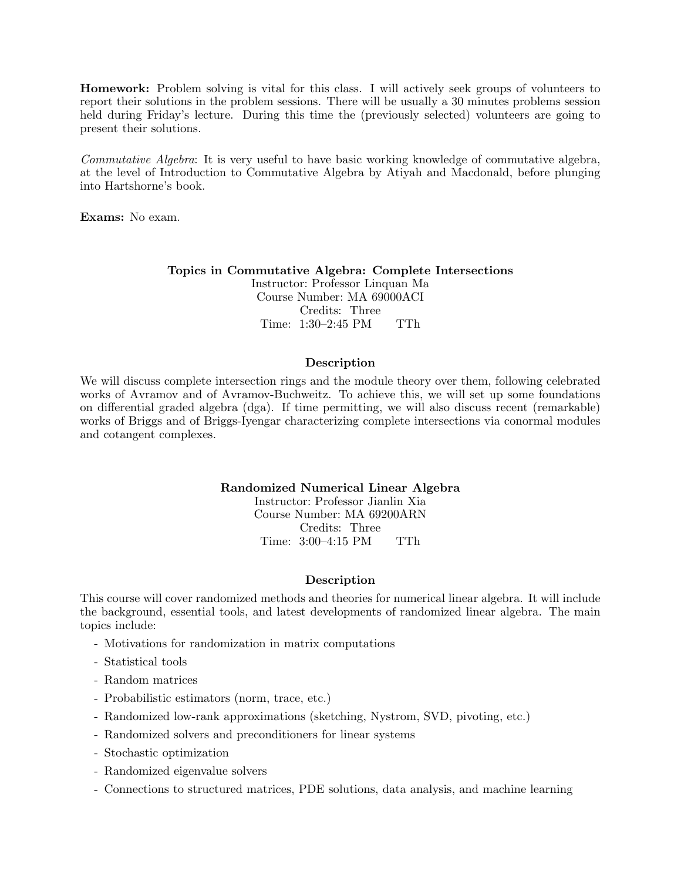**Homework:** Problem solving is vital for this class. I will actively seek groups of volunteers to report their solutions in the problem sessions. There will be usually a 30 minutes problems session held during Friday's lecture. During this time the (previously selected) volunteers are going to present their solutions.

*Commutative Algebra*: It is very useful to have basic working knowledge of commutative algebra, at the level of Introduction to Commutative Algebra by Atiyah and Macdonald, before plunging into Hartshorne's book.

**Exams:** No exam.

## Topics in Commutative Algebra: Complete Intersections

Instructor: Professor Linquan Ma
Course Number: MA 69000ACI
Credits: Three
Time: 1:30–2:45 PM TTh

### Description

We will discuss complete intersection rings and the module theory over them, following celebrated works of Avramov and of Avramov-Buchweitz. To achieve this, we will set up some foundations on differential graded algebra (dga). If time permitting, we will also discuss recent (remarkable) works of Briggs and of Briggs-Iyengar characterizing complete intersections via conormal modules and cotangent complexes.

## Randomized Numerical Linear Algebra

Instructor: Professor Jianlin Xia
Course Number: MA 69200ARN
Credits: Three
Time: 3:00–4:15 PM TTh

### Description

This course will cover randomized methods and theories for numerical linear algebra. It will include the background, essential tools, and latest developments of randomized linear algebra. The main topics include:

- Motivations for randomization in matrix computations
- Statistical tools
- Random matrices
- Probabilistic estimators (norm, trace, etc.)
- Randomized low-rank approximations (sketching, Nystrom, SVD, pivoting, etc.)
- Randomized solvers and preconditioners for linear systems
- Stochastic optimization
- Randomized eigenvalue solvers
- Connections to structured matrices, PDE solutions, data analysis, and machine learning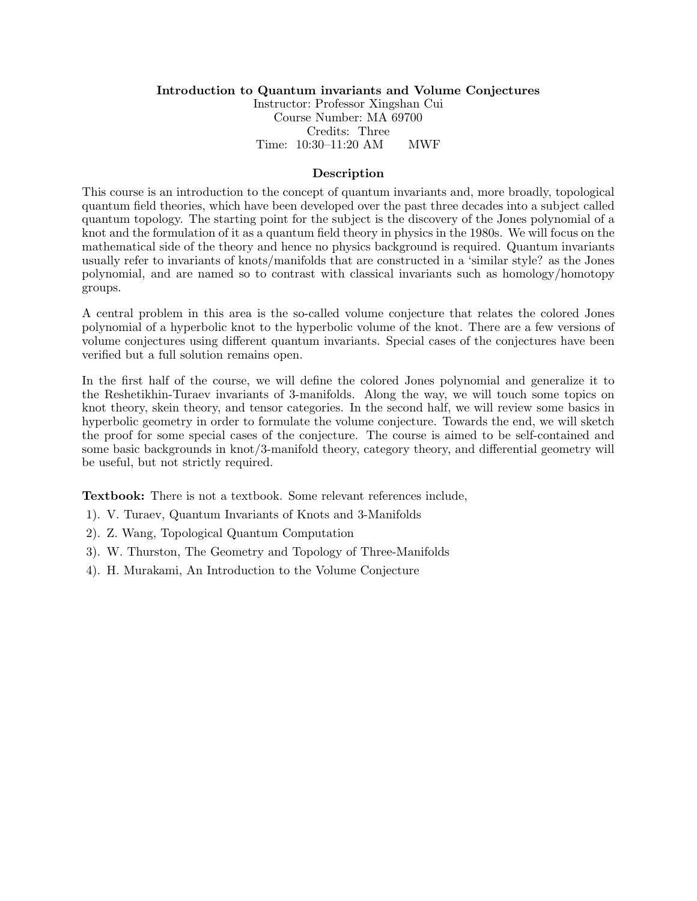**Introduction to Quantum invariants and Volume Conjectures**

Instructor: Professor Xingshan Cui
Course Number: MA 69700
Credits: Three
Time: 10:30–11:20 AM MWF

## Description

This course is an introduction to the concept of quantum invariants and, more broadly, topological quantum field theories, which have been developed over the past three decades into a subject called quantum topology. The starting point for the subject is the discovery of the Jones polynomial of a knot and the formulation of it as a quantum field theory in physics in the 1980s. We will focus on the mathematical side of the theory and hence no physics background is required. Quantum invariants usually refer to invariants of knots/manifolds that are constructed in a 'similar style? as the Jones polynomial, and are named so to contrast with classical invariants such as homology/homotopy groups.

A central problem in this area is the so-called volume conjecture that relates the colored Jones polynomial of a hyperbolic knot to the hyperbolic volume of the knot. There are a few versions of volume conjectures using different quantum invariants. Special cases of the conjectures have been verified but a full solution remains open.

In the first half of the course, we will define the colored Jones polynomial and generalize it to the Reshetikhin-Turaev invariants of 3-manifolds. Along the way, we will touch some topics on knot theory, skein theory, and tensor categories. In the second half, we will review some basics in hyperbolic geometry in order to formulate the volume conjecture. Towards the end, we will sketch the proof for some special cases of the conjecture. The course is aimed to be self-contained and some basic backgrounds in knot/3-manifold theory, category theory, and differential geometry will be useful, but not strictly required.

**Textbook:** There is not a textbook. Some relevant references include,

1). V. Turaev, Quantum Invariants of Knots and 3-Manifolds
2). Z. Wang, Topological Quantum Computation
3). W. Thurston, The Geometry and Topology of Three-Manifolds
4). H. Murakami, An Introduction to the Volume Conjecture